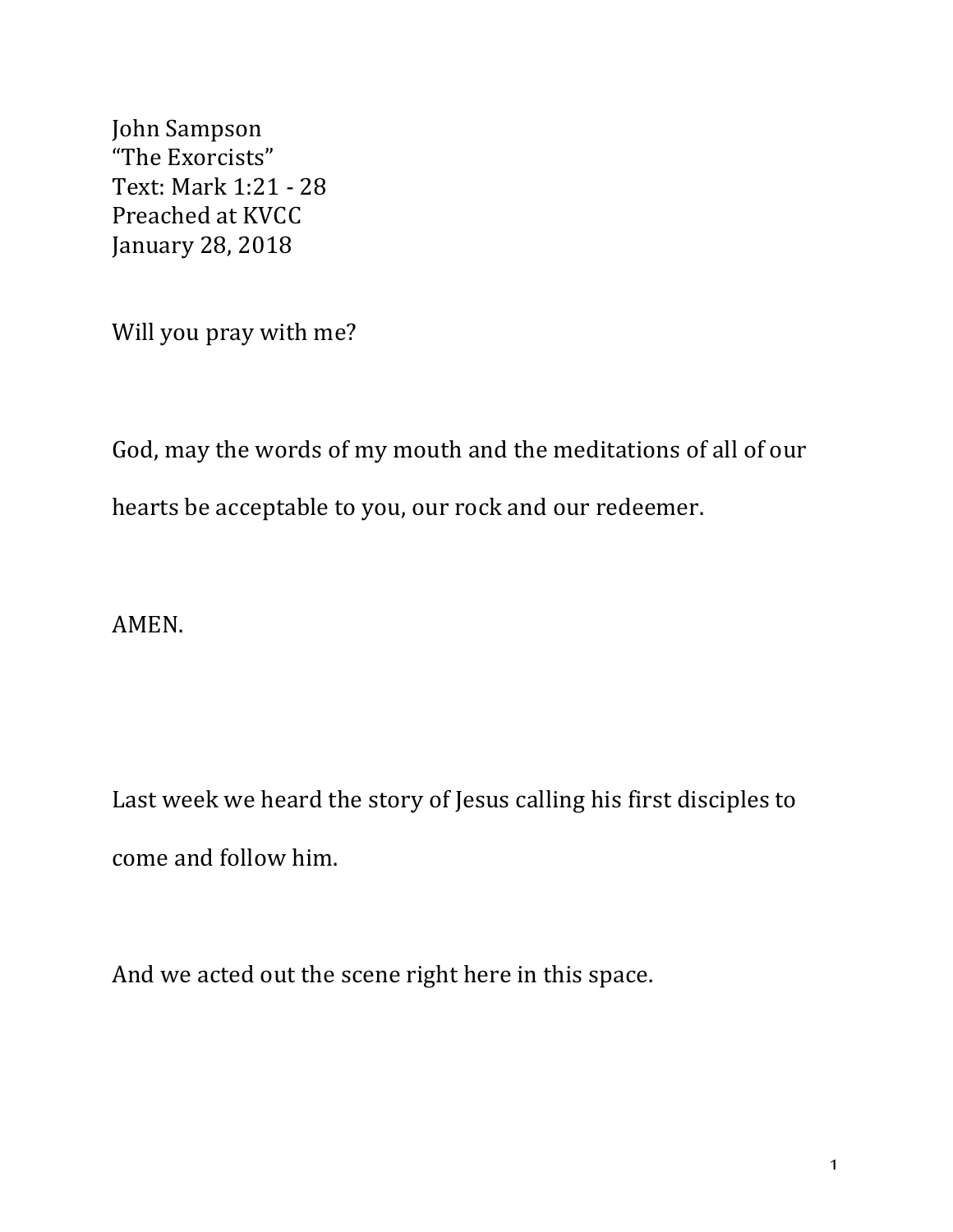John Sampson
"The Exorcists"
Text: Mark 1:21 - 28
Preached at KVCC
January 28, 2018

Will you pray with me?

God, may the words of my mouth and the meditations of all of our hearts be acceptable to you, our rock and our redeemer.

AMEN.

Last week we heard the story of Jesus calling his first disciples to come and follow him.

And we acted out the scene right here in this space.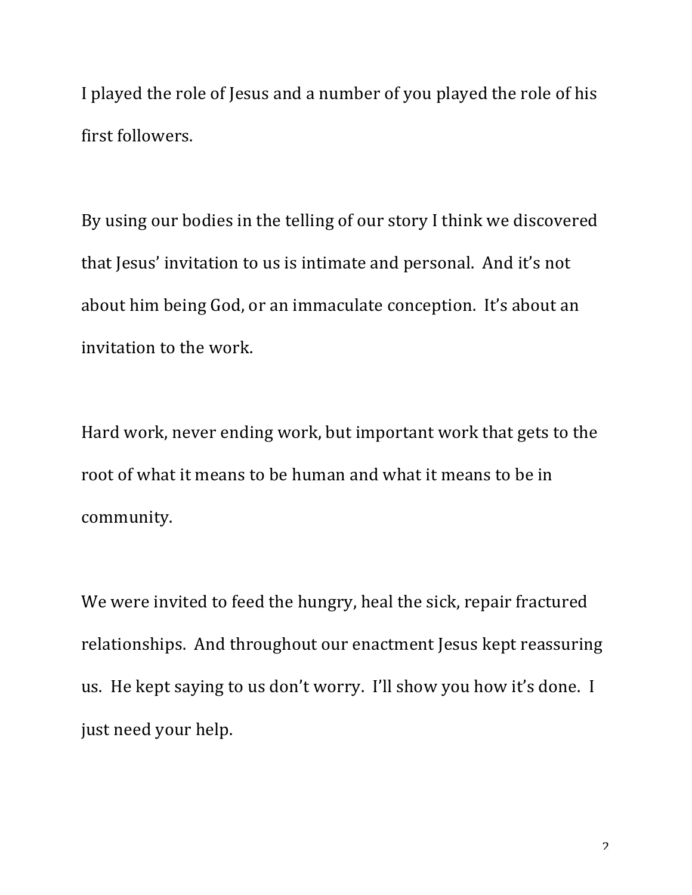I played the role of Jesus and a number of you played the role of his first followers.

By using our bodies in the telling of our story I think we discovered that Jesus' invitation to us is intimate and personal. And it's not about him being God, or an immaculate conception. It's about an invitation to the work.

Hard work, never ending work, but important work that gets to the root of what it means to be human and what it means to be in community.

We were invited to feed the hungry, heal the sick, repair fractured relationships. And throughout our enactment Jesus kept reassuring us. He kept saying to us don't worry. I'll show you how it's done. I just need your help.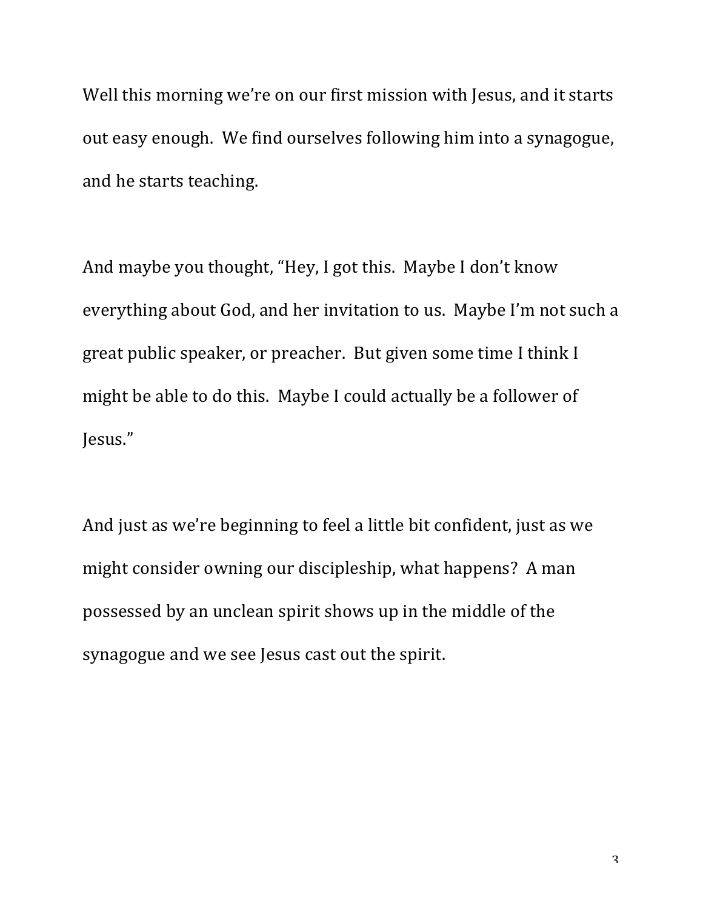Well this morning we're on our first mission with Jesus, and it starts out easy enough. We find ourselves following him into a synagogue, and he starts teaching.

And maybe you thought, "Hey, I got this. Maybe I don't know everything about God, and her invitation to us. Maybe I'm not such a great public speaker, or preacher. But given some time I think I might be able to do this. Maybe I could actually be a follower of Jesus."

And just as we're beginning to feel a little bit confident, just as we might consider owning our discipleship, what happens? A man possessed by an unclean spirit shows up in the middle of the synagogue and we see Jesus cast out the spirit.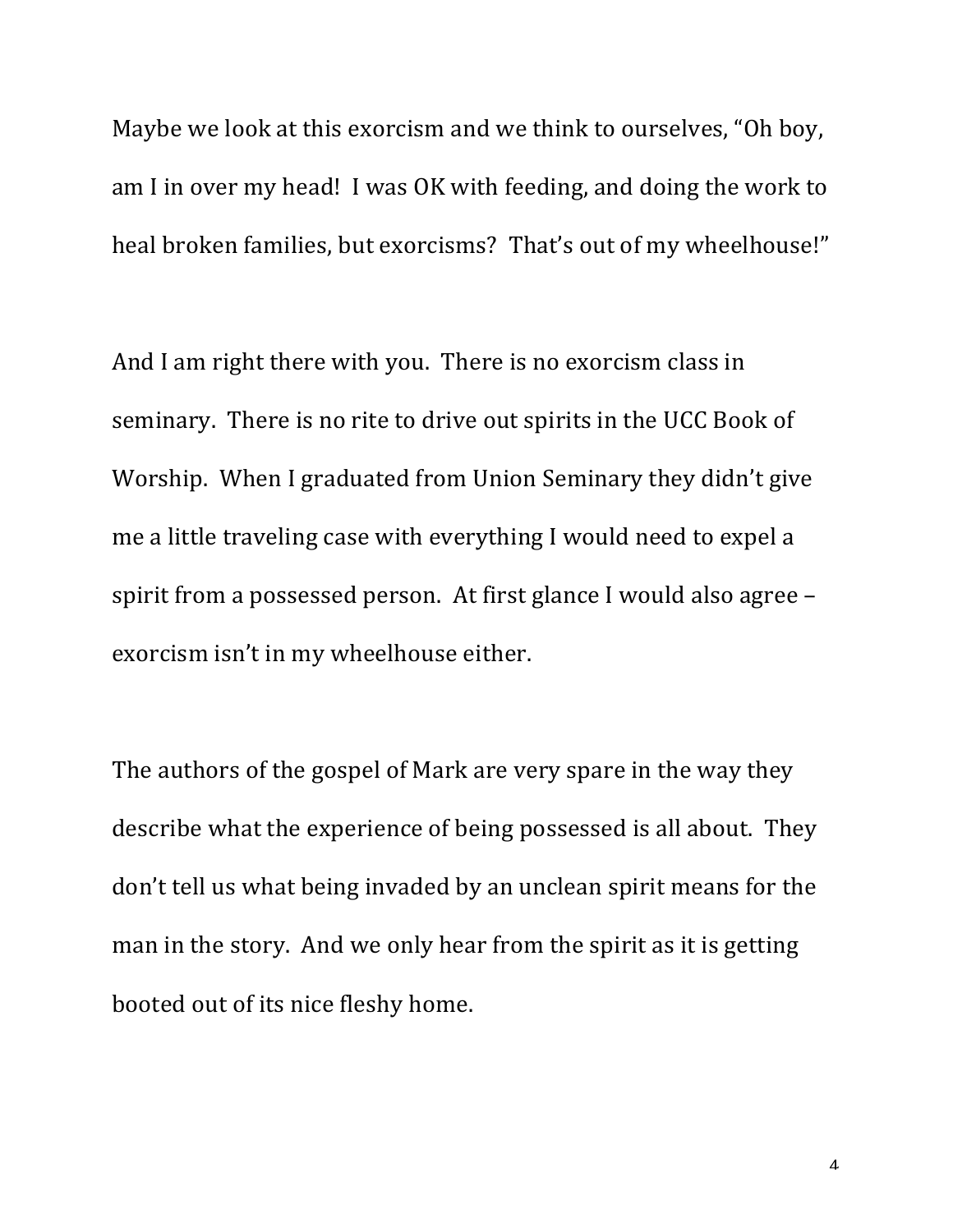Maybe we look at this exorcism and we think to ourselves, "Oh boy, am I in over my head! I was OK with feeding, and doing the work to heal broken families, but exorcisms? That's out of my wheelhouse!"

And I am right there with you. There is no exorcism class in seminary. There is no rite to drive out spirits in the UCC Book of Worship. When I graduated from Union Seminary they didn't give me a little traveling case with everything I would need to expel a spirit from a possessed person. At first glance I would also agree – exorcism isn't in my wheelhouse either.

The authors of the gospel of Mark are very spare in the way they describe what the experience of being possessed is all about. They don't tell us what being invaded by an unclean spirit means for the man in the story. And we only hear from the spirit as it is getting booted out of its nice fleshy home.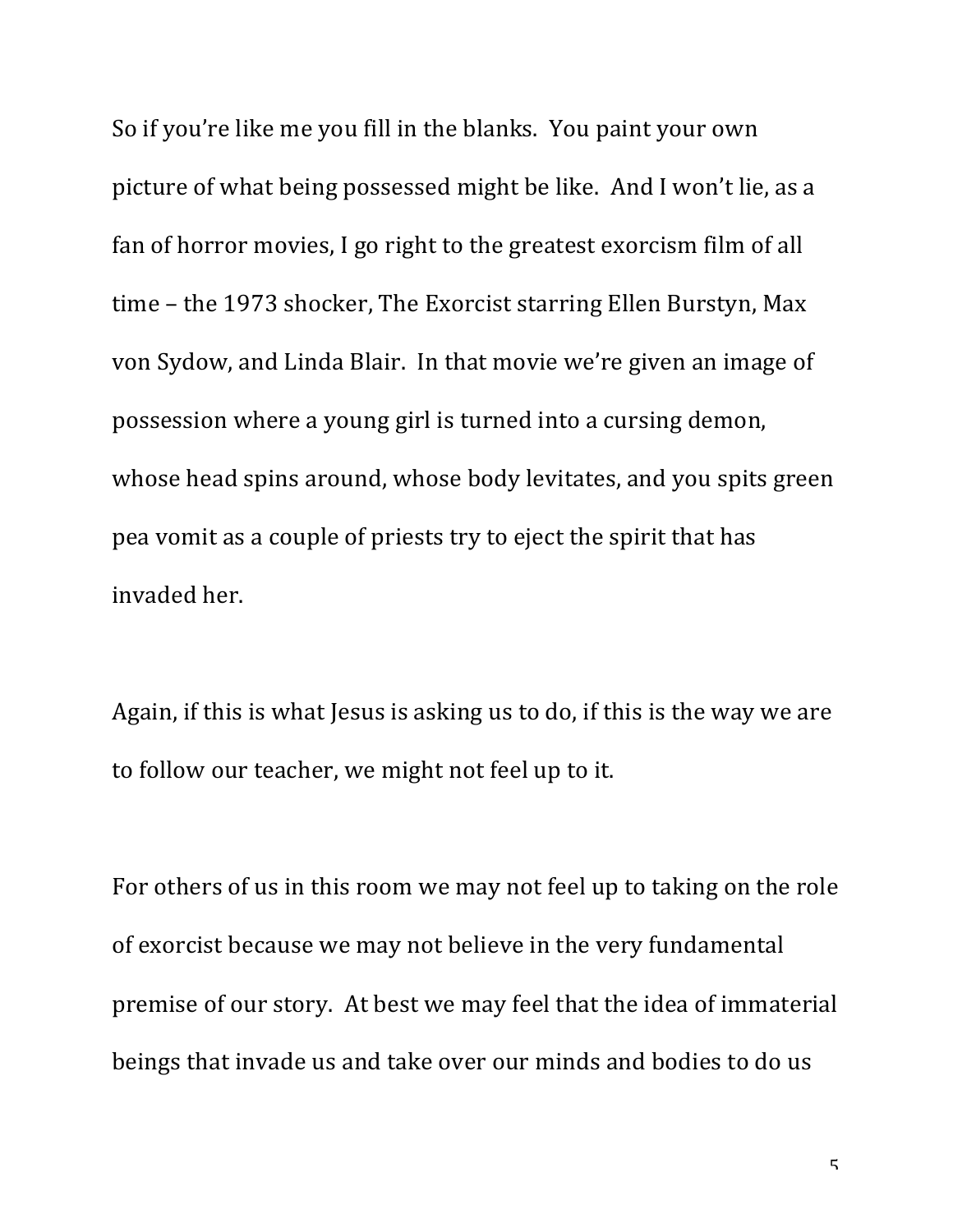So if you're like me you fill in the blanks. You paint your own picture of what being possessed might be like. And I won't lie, as a fan of horror movies, I go right to the greatest exorcism film of all time – the 1973 shocker, The Exorcist starring Ellen Burstyn, Max von Sydow, and Linda Blair. In that movie we're given an image of possession where a young girl is turned into a cursing demon, whose head spins around, whose body levitates, and you spits green pea vomit as a couple of priests try to eject the spirit that has invaded her.

Again, if this is what Jesus is asking us to do, if this is the way we are to follow our teacher, we might not feel up to it.

For others of us in this room we may not feel up to taking on the role of exorcist because we may not believe in the very fundamental premise of our story. At best we may feel that the idea of immaterial beings that invade us and take over our minds and bodies to do us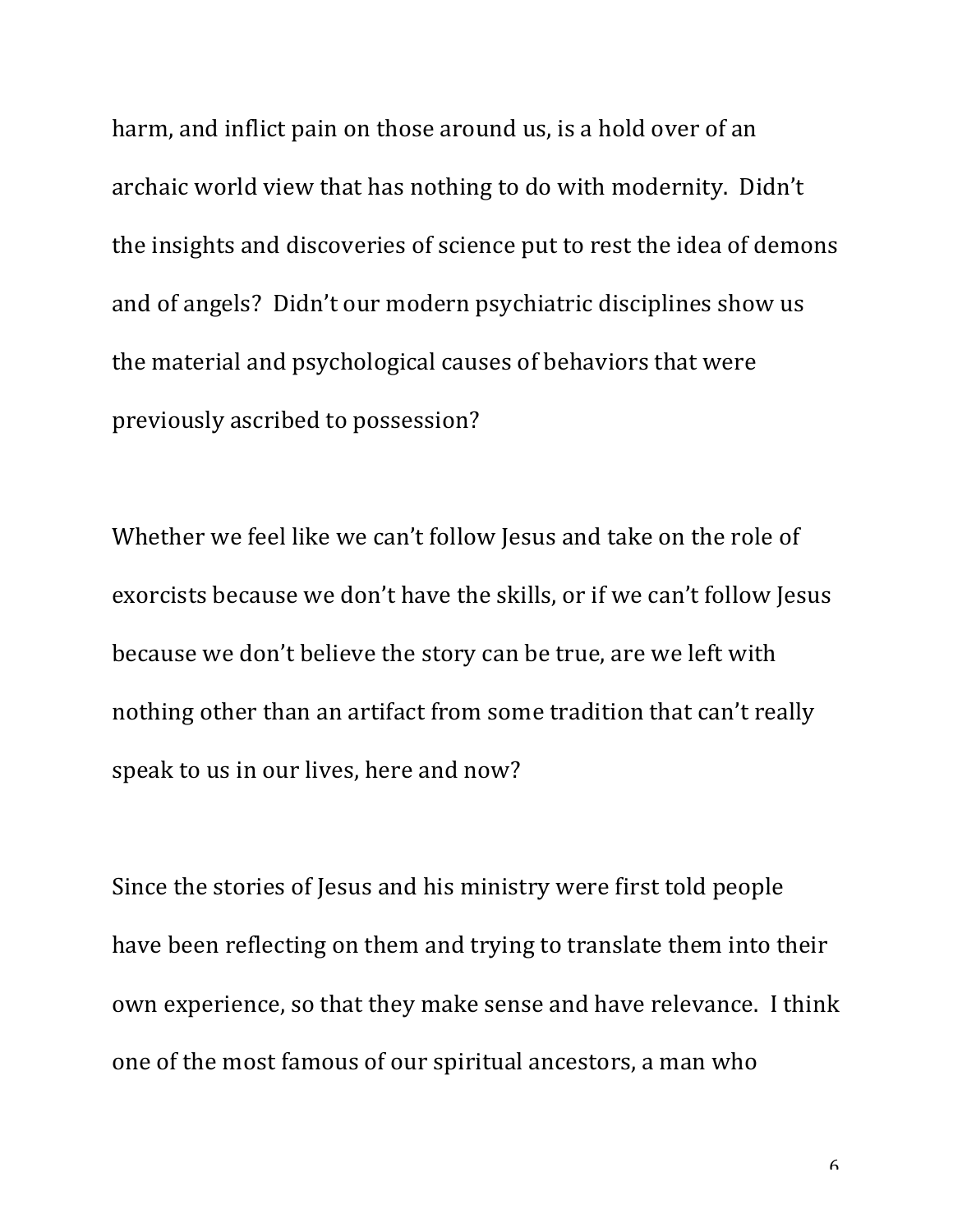harm, and inflict pain on those around us, is a hold over of an archaic world view that has nothing to do with modernity. Didn't the insights and discoveries of science put to rest the idea of demons and of angels? Didn't our modern psychiatric disciplines show us the material and psychological causes of behaviors that were previously ascribed to possession?

Whether we feel like we can't follow Jesus and take on the role of exorcists because we don't have the skills, or if we can't follow Jesus because we don't believe the story can be true, are we left with nothing other than an artifact from some tradition that can't really speak to us in our lives, here and now?

Since the stories of Jesus and his ministry were first told people have been reflecting on them and trying to translate them into their own experience, so that they make sense and have relevance. I think one of the most famous of our spiritual ancestors, a man who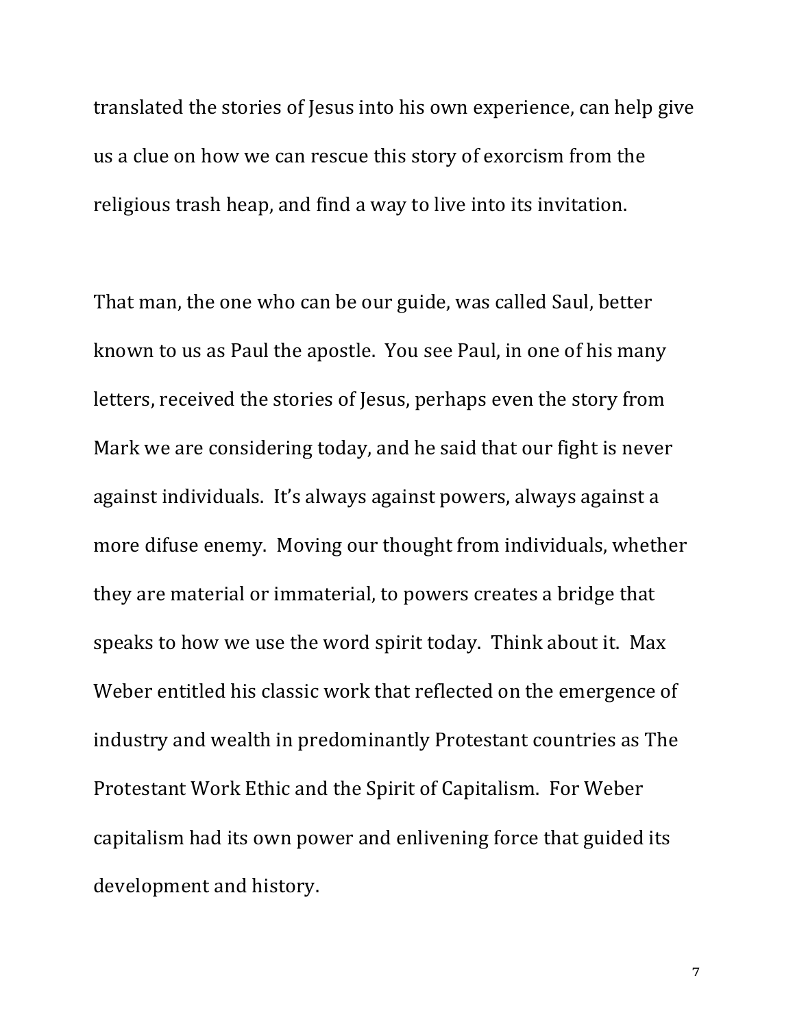translated the stories of Jesus into his own experience, can help give us a clue on how we can rescue this story of exorcism from the religious trash heap, and find a way to live into its invitation.

That man, the one who can be our guide, was called Saul, better known to us as Paul the apostle.  You see Paul, in one of his many letters, received the stories of Jesus, perhaps even the story from Mark we are considering today, and he said that our fight is never against individuals.  It's always against powers, always against a more difuse enemy.  Moving our thought from individuals, whether they are material or immaterial, to powers creates a bridge that speaks to how we use the word spirit today.  Think about it.  Max Weber entitled his classic work that reflected on the emergence of industry and wealth in predominantly Protestant countries as The Protestant Work Ethic and the Spirit of Capitalism.  For Weber capitalism had its own power and enlivening force that guided its development and history.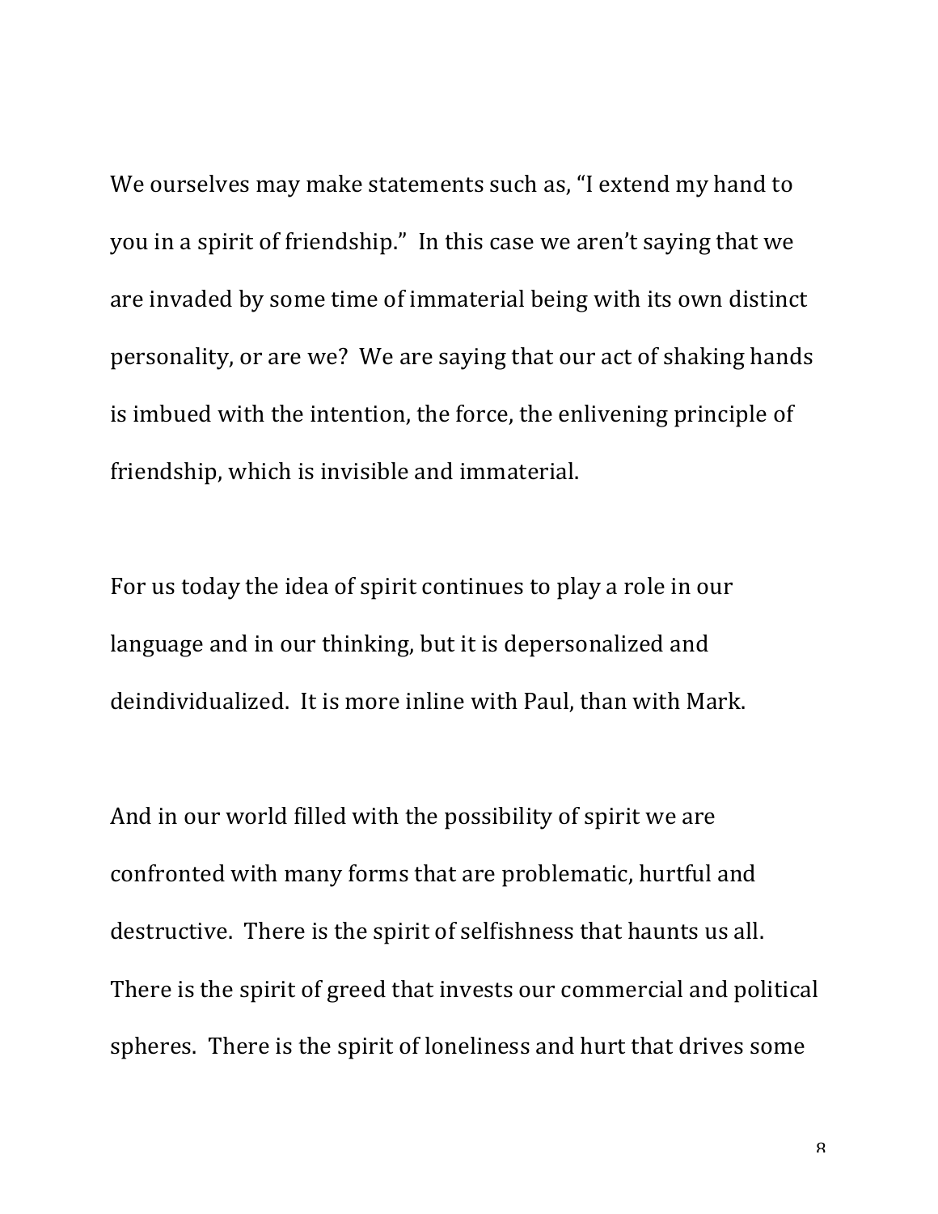We ourselves may make statements such as, "I extend my hand to you in a spirit of friendship." In this case we aren't saying that we are invaded by some time of immaterial being with its own distinct personality, or are we? We are saying that our act of shaking hands is imbued with the intention, the force, the enlivening principle of friendship, which is invisible and immaterial.

For us today the idea of spirit continues to play a role in our language and in our thinking, but it is depersonalized and deindividualized. It is more inline with Paul, than with Mark.

And in our world filled with the possibility of spirit we are confronted with many forms that are problematic, hurtful and destructive. There is the spirit of selfishness that haunts us all. There is the spirit of greed that invests our commercial and political spheres. There is the spirit of loneliness and hurt that drives some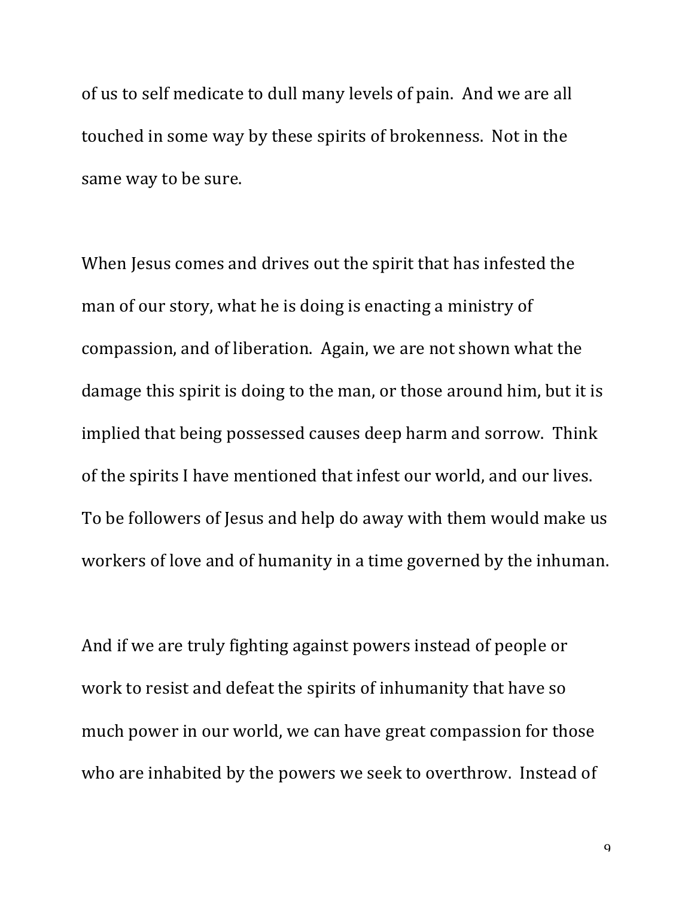of us to self medicate to dull many levels of pain. And we are all touched in some way by these spirits of brokenness. Not in the same way to be sure.

When Jesus comes and drives out the spirit that has infested the man of our story, what he is doing is enacting a ministry of compassion, and of liberation. Again, we are not shown what the damage this spirit is doing to the man, or those around him, but it is implied that being possessed causes deep harm and sorrow. Think of the spirits I have mentioned that infest our world, and our lives. To be followers of Jesus and help do away with them would make us workers of love and of humanity in a time governed by the inhuman.

And if we are truly fighting against powers instead of people or work to resist and defeat the spirits of inhumanity that have so much power in our world, we can have great compassion for those who are inhabited by the powers we seek to overthrow. Instead of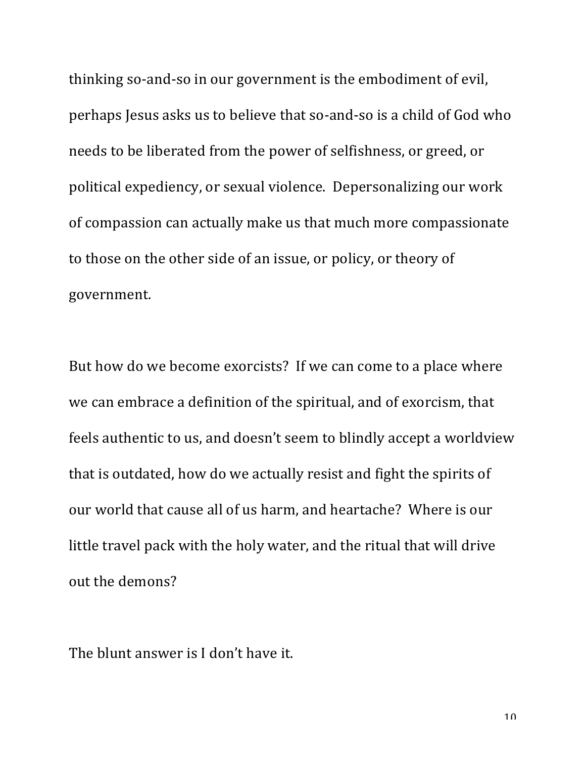thinking so-and-so in our government is the embodiment of evil, perhaps Jesus asks us to believe that so-and-so is a child of God who needs to be liberated from the power of selfishness, or greed, or political expediency, or sexual violence.  Depersonalizing our work of compassion can actually make us that much more compassionate to those on the other side of an issue, or policy, or theory of government.

But how do we become exorcists?  If we can come to a place where we can embrace a definition of the spiritual, and of exorcism, that feels authentic to us, and doesn't seem to blindly accept a worldview that is outdated, how do we actually resist and fight the spirits of our world that cause all of us harm, and heartache?  Where is our little travel pack with the holy water, and the ritual that will drive out the demons?

The blunt answer is I don't have it.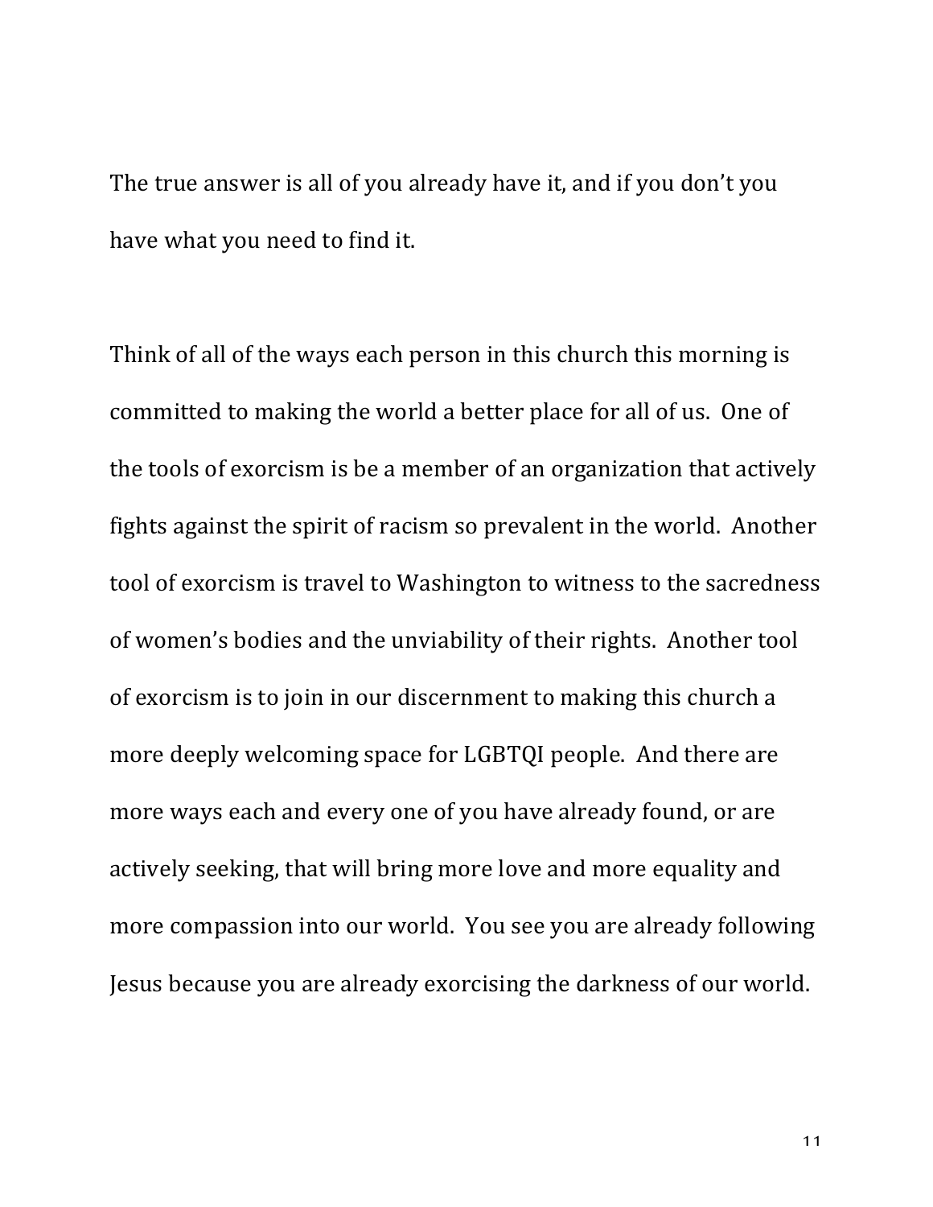The true answer is all of you already have it, and if you don't you have what you need to find it.

Think of all of the ways each person in this church this morning is committed to making the world a better place for all of us. One of the tools of exorcism is be a member of an organization that actively fights against the spirit of racism so prevalent in the world. Another tool of exorcism is travel to Washington to witness to the sacredness of women's bodies and the unviability of their rights. Another tool of exorcism is to join in our discernment to making this church a more deeply welcoming space for LGBTQI people. And there are more ways each and every one of you have already found, or are actively seeking, that will bring more love and more equality and more compassion into our world. You see you are already following Jesus because you are already exorcising the darkness of our world.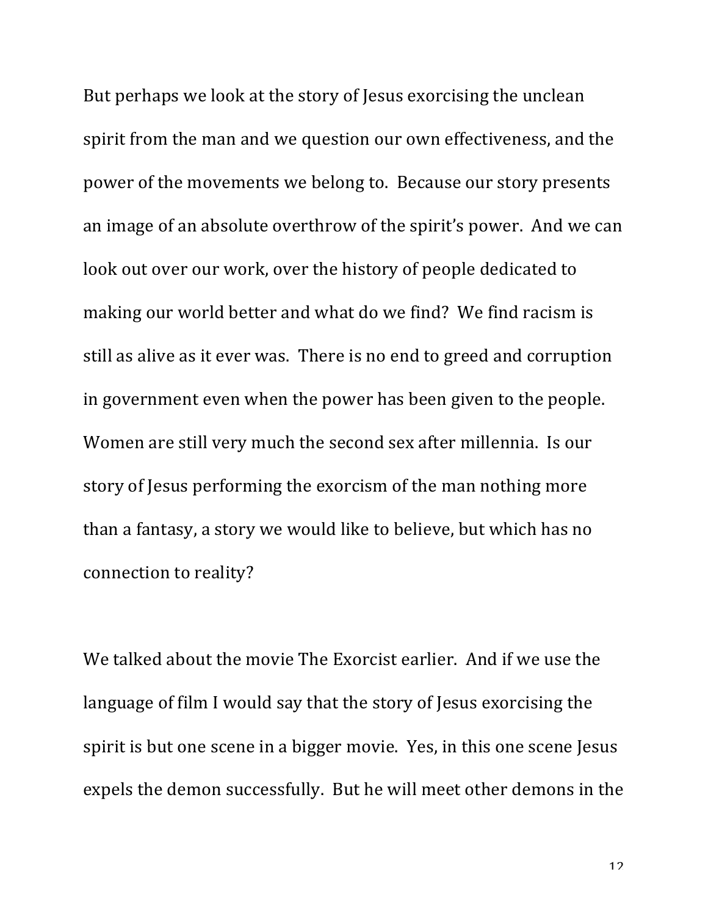But perhaps we look at the story of Jesus exorcising the unclean spirit from the man and we question our own effectiveness, and the power of the movements we belong to. Because our story presents an image of an absolute overthrow of the spirit's power. And we can look out over our work, over the history of people dedicated to making our world better and what do we find? We find racism is still as alive as it ever was. There is no end to greed and corruption in government even when the power has been given to the people. Women are still very much the second sex after millennia. Is our story of Jesus performing the exorcism of the man nothing more than a fantasy, a story we would like to believe, but which has no connection to reality?

We talked about the movie The Exorcist earlier. And if we use the language of film I would say that the story of Jesus exorcising the spirit is but one scene in a bigger movie. Yes, in this one scene Jesus expels the demon successfully. But he will meet other demons in the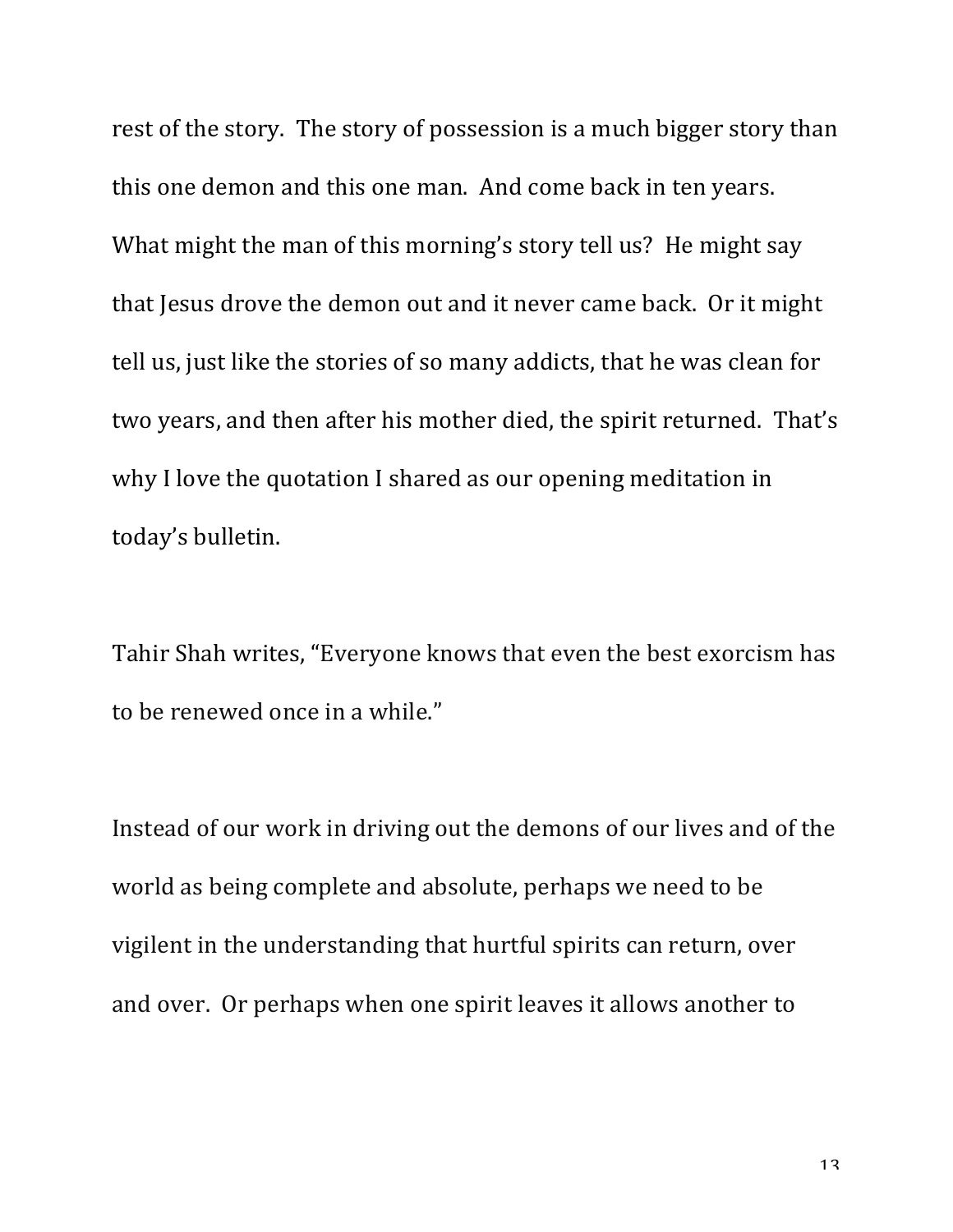rest of the story. The story of possession is a much bigger story than this one demon and this one man. And come back in ten years. What might the man of this morning's story tell us? He might say that Jesus drove the demon out and it never came back. Or it might tell us, just like the stories of so many addicts, that he was clean for two years, and then after his mother died, the spirit returned. That's why I love the quotation I shared as our opening meditation in today's bulletin.

Tahir Shah writes, "Everyone knows that even the best exorcism has to be renewed once in a while."

Instead of our work in driving out the demons of our lives and of the world as being complete and absolute, perhaps we need to be vigilent in the understanding that hurtful spirits can return, over and over. Or perhaps when one spirit leaves it allows another to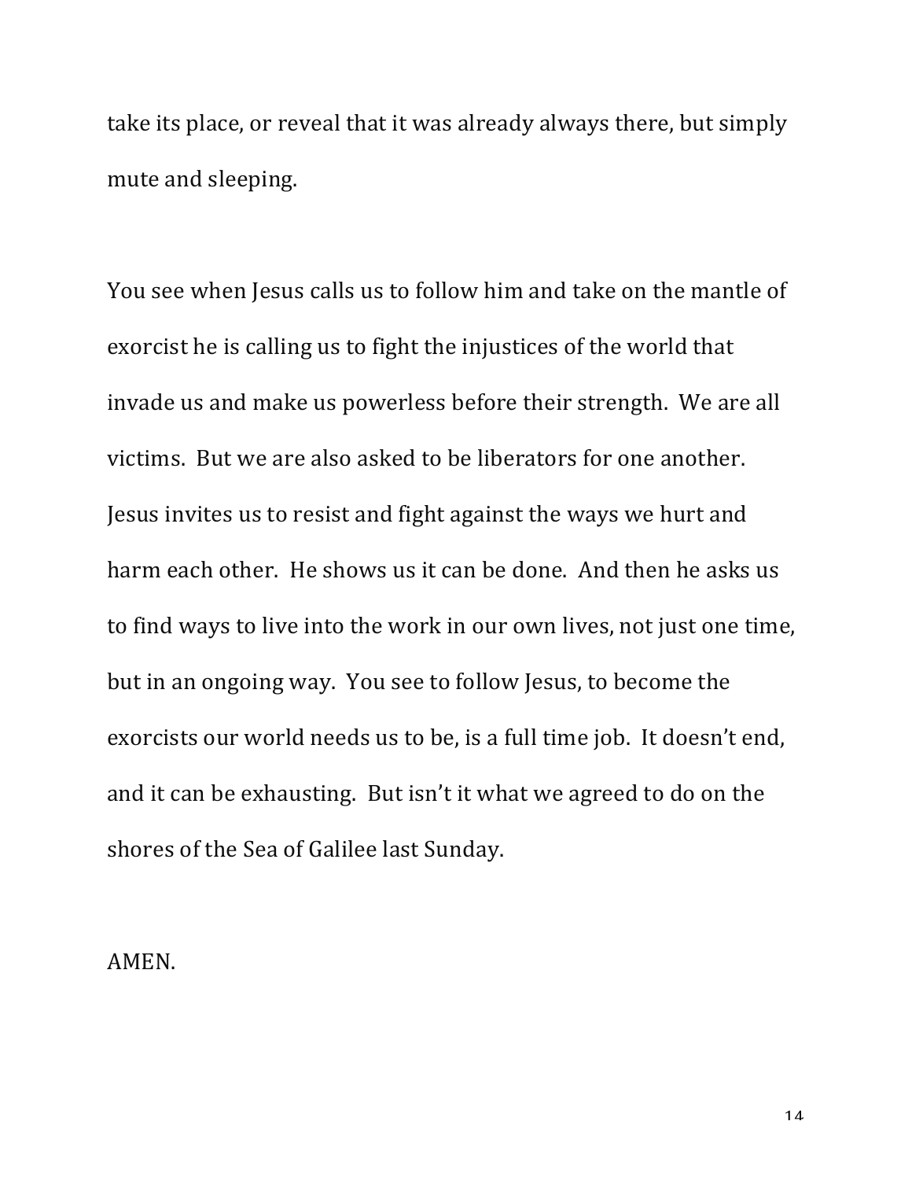take its place, or reveal that it was already always there, but simply mute and sleeping.

You see when Jesus calls us to follow him and take on the mantle of exorcist he is calling us to fight the injustices of the world that invade us and make us powerless before their strength. We are all victims. But we are also asked to be liberators for one another. Jesus invites us to resist and fight against the ways we hurt and harm each other. He shows us it can be done. And then he asks us to find ways to live into the work in our own lives, not just one time, but in an ongoing way. You see to follow Jesus, to become the exorcists our world needs us to be, is a full time job. It doesn't end, and it can be exhausting. But isn't it what we agreed to do on the shores of the Sea of Galilee last Sunday.

AMEN.